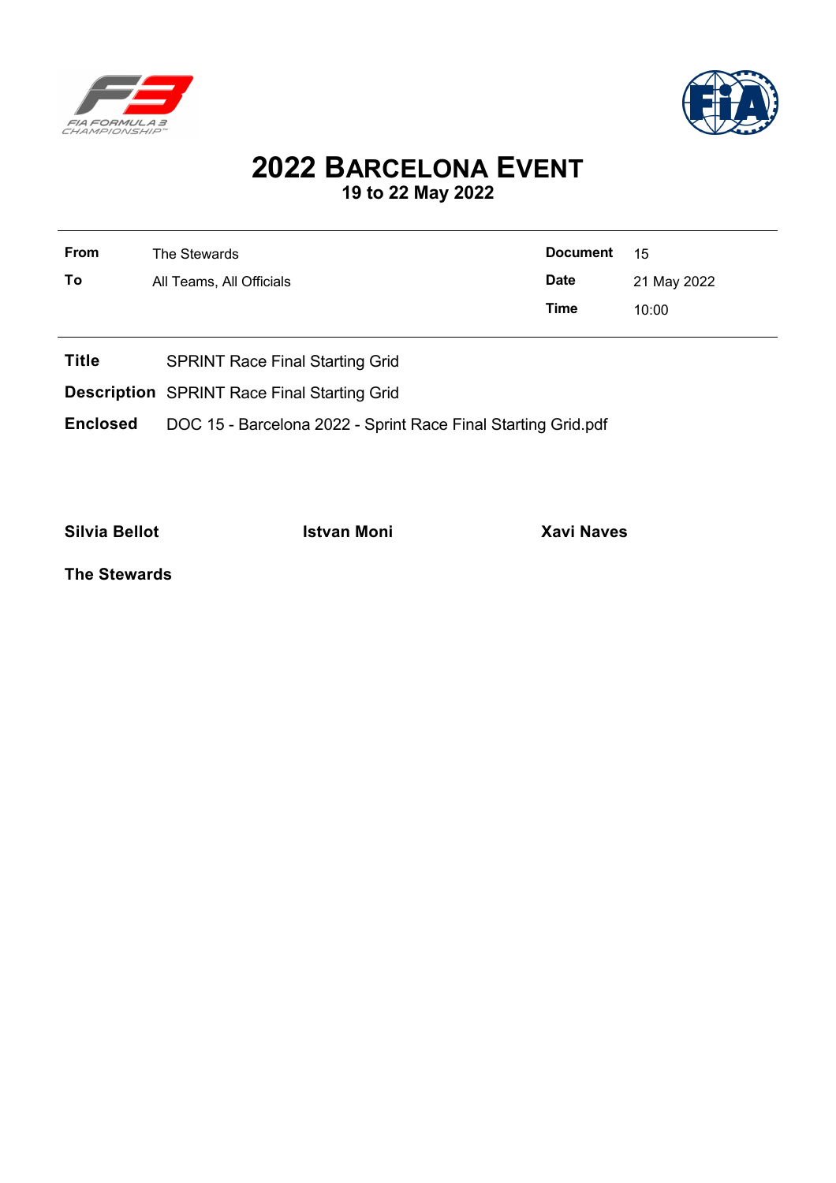# 2022 Barcelona Event

**19 to 22 May 2022**

| | | | |
|---|---|---|---|
| **From** | The Stewards | **Document** | 15 |
| **To** | All Teams, All Officials | **Date** | 21 May 2022 |
| | | **Time** | 10:00 |

**Title** SPRINT Race Final Starting Grid

**Description** SPRINT Race Final Starting Grid

**Enclosed** DOC 15 - Barcelona 2022 - Sprint Race Final Starting Grid.pdf

**Silvia Bellot** **Istvan Moni** **Xavi Naves**

**The Stewards**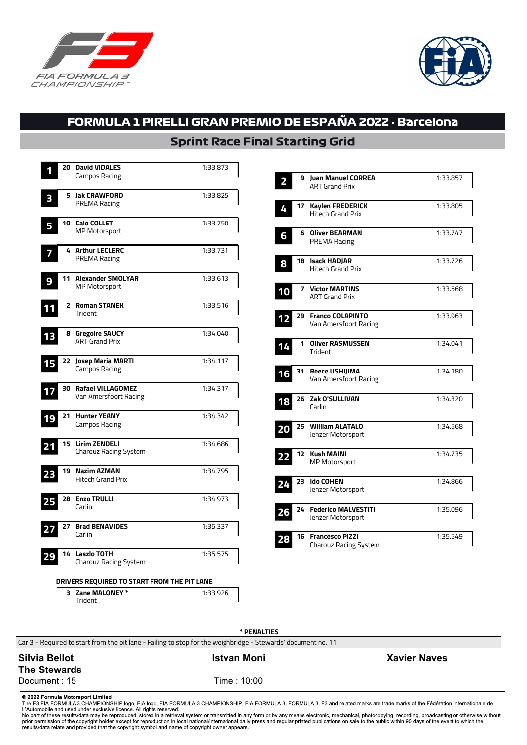# FORMULA 1 PIRELLI GRAN PREMIO DE ESPAÑA 2022 - Barcelona

## Sprint Race Final Starting Grid

| Pos | No | Driver | Team | Time |
|---|---|---|---|---|
| 1 | 20 | David VIDALES | Campos Racing | 1:33.873 |
| 2 | 9 | Juan Manuel CORREA | ART Grand Prix | 1:33.857 |
| 3 | 5 | Jak CRAWFORD | PREMA Racing | 1:33.825 |
| 4 | 17 | Kaylen FREDERICK | Hitech Grand Prix | 1:33.805 |
| 5 | 10 | Caio COLLET | MP Motorsport | 1:33.750 |
| 6 | 6 | Oliver BEARMAN | PREMA Racing | 1:33.747 |
| 7 | 4 | Arthur LECLERC | PREMA Racing | 1:33.731 |
| 8 | 18 | Isack HADJAR | Hitech Grand Prix | 1:33.726 |
| 9 | 11 | Alexander SMOLYAR | MP Motorsport | 1:33.613 |
| 10 | 7 | Victor MARTINS | ART Grand Prix | 1:33.568 |
| 11 | 2 | Roman STANEK | Trident | 1:33.516 |
| 12 | 29 | Franco COLAPINTO | Van Amersfoort Racing | 1:33.963 |
| 13 | 8 | Gregoire SAUCY | ART Grand Prix | 1:34.040 |
| 14 | 1 | Oliver RASMUSSEN | Trident | 1:34.041 |
| 15 | 22 | Josep Maria MARTI | Campos Racing | 1:34.117 |
| 16 | 31 | Reece USHIJIMA | Van Amersfoort Racing | 1:34.180 |
| 17 | 30 | Rafael VILLAGOMEZ | Van Amersfoort Racing | 1:34.317 |
| 18 | 26 | Zak O'SULLIVAN | Carlin | 1:34.320 |
| 19 | 21 | Hunter YEANY | Campos Racing | 1:34.342 |
| 20 | 25 | William ALATALO | Jenzer Motorsport | 1:34.568 |
| 21 | 15 | Lirim ZENDELI | Charouz Racing System | 1:34.686 |
| 22 | 12 | Kush MAINI | MP Motorsport | 1:34.735 |
| 23 | 19 | Nazim AZMAN | Hitech Grand Prix | 1:34.795 |
| 24 | 23 | Ido COHEN | Jenzer Motorsport | 1:34.866 |
| 25 | 28 | Enzo TRULLI | Carlin | 1:34.973 |
| 26 | 24 | Federico MALVESTITI | Jenzer Motorsport | 1:35.096 |
| 27 | 27 | Brad BENAVIDES | Carlin | 1:35.337 |
| 28 | 16 | Francesco PIZZI | Charouz Racing System | 1:35.549 |
| 29 | 14 | Laszlo TOTH | Charouz Racing System | 1:35.575 |

**DRIVERS REQUIRED TO START FROM THE PIT LANE**

| No | Driver | Team | Time |
|---|---|---|---|
| 3 | Zane MALONEY * | Trident | 1:33.926 |

**\* PENALTIES**

Car 3 - Required to start from the pit lane - Failing to stop for the weighbridge - Stewards' document no. 11

**Silvia Bellot** **Istvan Moni** **Xavier Naves**

**The Stewards**

Document : 15

Time : 10:00

**© 2022 Formula Motorsport Limited**

The F3 FIA FORMULA 3 CHAMPIONSHIP logo, FIA logo, FIA FORMULA 3 CHAMPIONSHIP, FIA FORMULA 3, FORMULA 3, F3 and related marks are trade marks of the Fédération Internationale de L'Automobile and used under exclusive licence. All rights reserved.
No part of these results/data may be reproduced, stored in a retrieval system or transmitted in any form or by any means electronic, mechanical, photocopying, recording, broadcasting or otherwise without prior permission of the copyright holder except for reproduction in local national/international daily press and regular printed publications on sale to the public within 90 days of the event to which the results/data relate and provided that the copyright symbol and name of copyright owner appears.